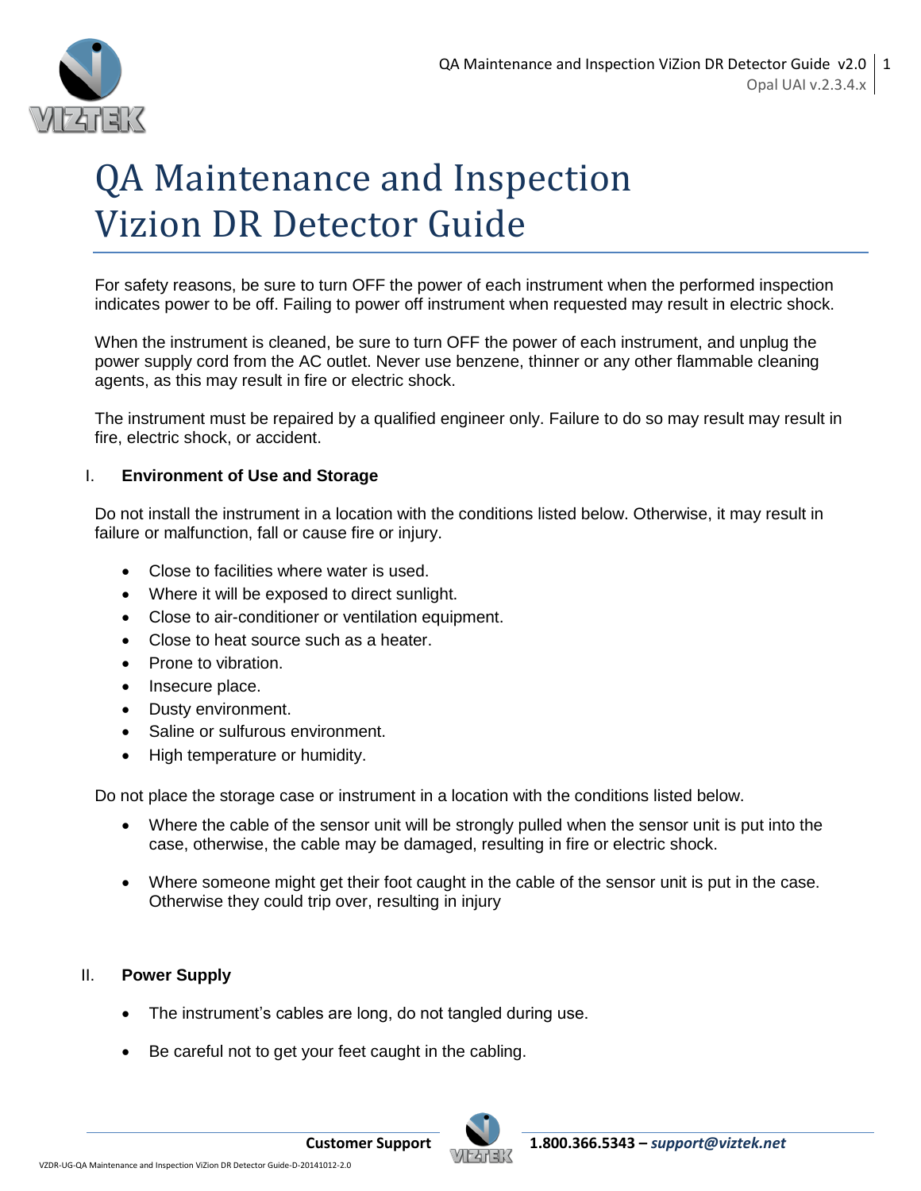# QA Maintenance and Inspection Vizion DR Detector Guide

For safety reasons, be sure to turn OFF the power of each instrument when the performed inspection indicates power to be off. Failing to power off instrument when requested may result in electric shock.

When the instrument is cleaned, be sure to turn OFF the power of each instrument, and unplug the power supply cord from the AC outlet. Never use benzene, thinner or any other flammable cleaning agents, as this may result in fire or electric shock.

The instrument must be repaired by a qualified engineer only. Failure to do so may result may result in fire, electric shock, or accident.

## I. Environment of Use and Storage

Do not install the instrument in a location with the conditions listed below. Otherwise, it may result in failure or malfunction, fall or cause fire or injury.

- Close to facilities where water is used.
- Where it will be exposed to direct sunlight.
- Close to air-conditioner or ventilation equipment.
- Close to heat source such as a heater.
- Prone to vibration.
- Insecure place.
- Dusty environment.
- Saline or sulfurous environment.
- High temperature or humidity.

Do not place the storage case or instrument in a location with the conditions listed below.

- Where the cable of the sensor unit will be strongly pulled when the sensor unit is put into the case, otherwise, the cable may be damaged, resulting in fire or electric shock.
- Where someone might get their foot caught in the cable of the sensor unit is put in the case. Otherwise they could trip over, resulting in injury

## II. Power Supply

- The instrument's cables are long, do not tangled during use.
- Be careful not to get your feet caught in the cabling.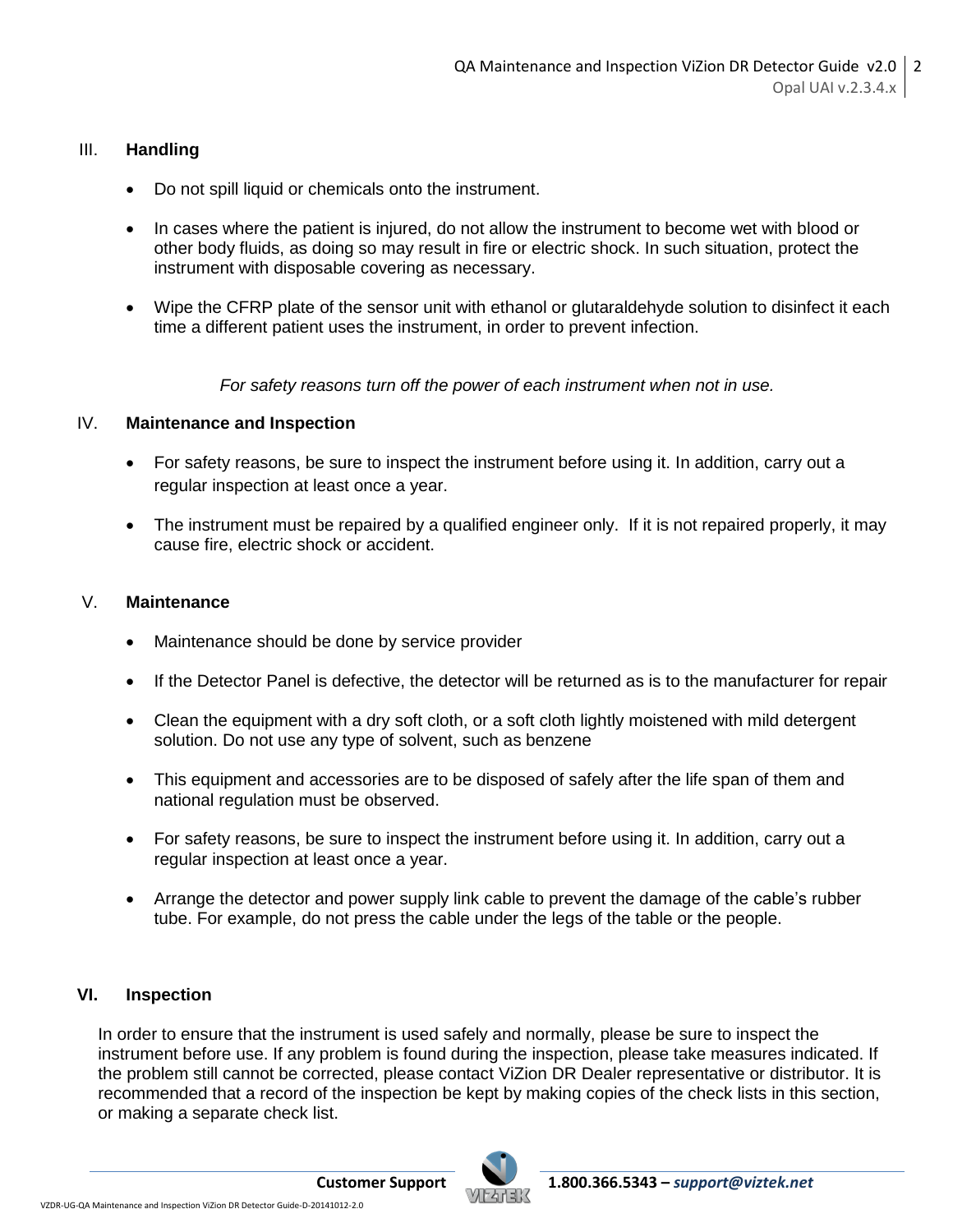## III. Handling

- Do not spill liquid or chemicals onto the instrument.
- In cases where the patient is injured, do not allow the instrument to become wet with blood or other body fluids, as doing so may result in fire or electric shock. In such situation, protect the instrument with disposable covering as necessary.
- Wipe the CFRP plate of the sensor unit with ethanol or glutaraldehyde solution to disinfect it each time a different patient uses the instrument, in order to prevent infection.

*For safety reasons turn off the power of each instrument when not in use.*

## IV. Maintenance and Inspection

- For safety reasons, be sure to inspect the instrument before using it. In addition, carry out a regular inspection at least once a year.
- The instrument must be repaired by a qualified engineer only. If it is not repaired properly, it may cause fire, electric shock or accident.

## V. Maintenance

- Maintenance should be done by service provider
- If the Detector Panel is defective, the detector will be returned as is to the manufacturer for repair
- Clean the equipment with a dry soft cloth, or a soft cloth lightly moistened with mild detergent solution. Do not use any type of solvent, such as benzene
- This equipment and accessories are to be disposed of safely after the life span of them and national regulation must be observed.
- For safety reasons, be sure to inspect the instrument before using it. In addition, carry out a regular inspection at least once a year.
- Arrange the detector and power supply link cable to prevent the damage of the cable's rubber tube. For example, do not press the cable under the legs of the table or the people.

## VI. Inspection

In order to ensure that the instrument is used safely and normally, please be sure to inspect the instrument before use. If any problem is found during the inspection, please take measures indicated. If the problem still cannot be corrected, please contact ViZion DR Dealer representative or distributor. It is recommended that a record of the inspection be kept by making copies of the check lists in this section, or making a separate check list.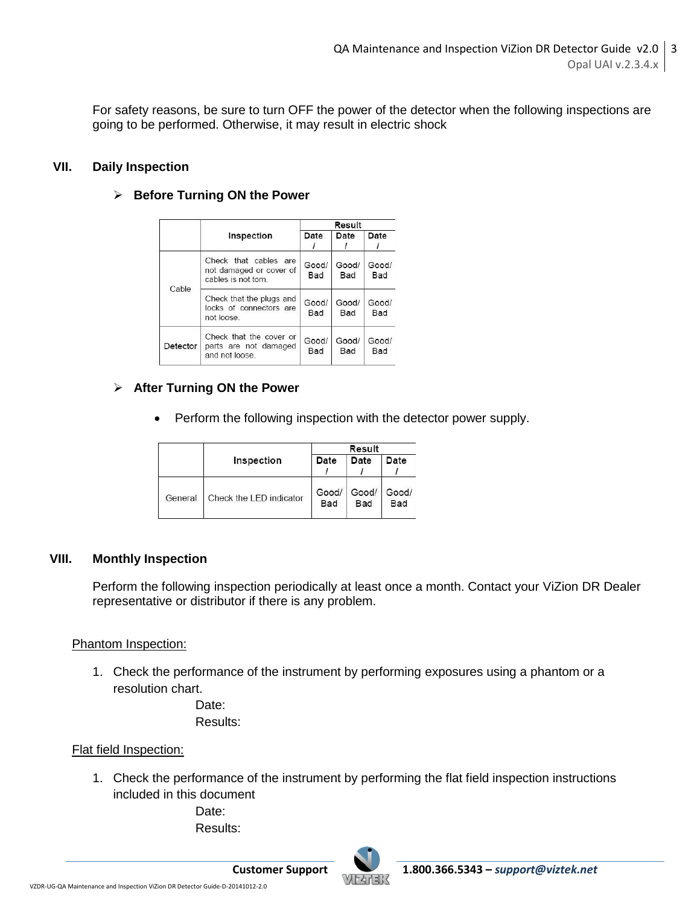For safety reasons, be sure to turn OFF the power of the detector when the following inspections are going to be performed. Otherwise, it may result in electric shock

## VII. Daily Inspection

### ➢ Before Turning ON the Power

| | Inspection | Result | | |
|---|---|---|---|---|
| | | Date / | Date / | Date / |
| Cable | Check that cables are not damaged or cover of cables is not torn. | Good/ Bad | Good/ Bad | Good/ Bad |
| | Check that the plugs and locks of connectors are not loose. | Good/ Bad | Good/ Bad | Good/ Bad |
| Detector | Check that the cover or parts are not damaged and not loose. | Good/ Bad | Good/ Bad | Good/ Bad |

### ➢ After Turning ON the Power

- Perform the following inspection with the detector power supply.

| | Inspection | Result | | |
|---|---|---|---|---|
| | | Date / | Date / | Date / |
| General | Check the LED indicator | Good/ Bad | Good/ Bad | Good/ Bad |

## VIII. Monthly Inspection

Perform the following inspection periodically at least once a month. Contact your ViZion DR Dealer representative or distributor if there is any problem.

Phantom Inspection:

1. Check the performance of the instrument by performing exposures using a phantom or a resolution chart.

   Date:

   Results:

Flat field Inspection:

1. Check the performance of the instrument by performing the flat field inspection instructions included in this document

   Date:

   Results: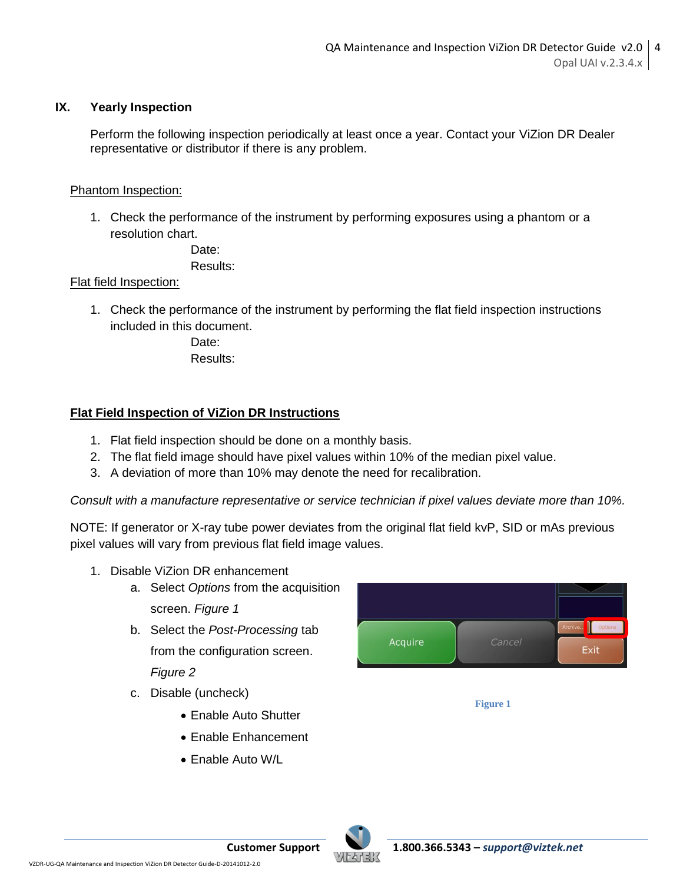## IX. Yearly Inspection

Perform the following inspection periodically at least once a year. Contact your ViZion DR Dealer representative or distributor if there is any problem.

<u>Phantom Inspection:</u>

1. Check the performance of the instrument by performing exposures using a phantom or a resolution chart.

   Date:

   Results:

<u>Flat field Inspection:</u>

1. Check the performance of the instrument by performing the flat field inspection instructions included in this document.

   Date:

   Results:

### <u>Flat Field Inspection of ViZion DR Instructions</u>

1. Flat field inspection should be done on a monthly basis.
2. The flat field image should have pixel values within 10% of the median pixel value.
3. A deviation of more than 10% may denote the need for recalibration.

*Consult with a manufacture representative or service technician if pixel values deviate more than 10%.*

NOTE: If generator or X-ray tube power deviates from the original flat field kvP, SID or mAs previous pixel values will vary from previous flat field image values.

1. Disable ViZion DR enhancement
   a. Select *Options* from the acquisition screen. *Figure 1*
   b. Select the *Post-Processing* tab from the configuration screen. *Figure 2*
   c. Disable (uncheck)
      - Enable Auto Shutter
      - Enable Enhancement
      - Enable Auto W/L

Figure 1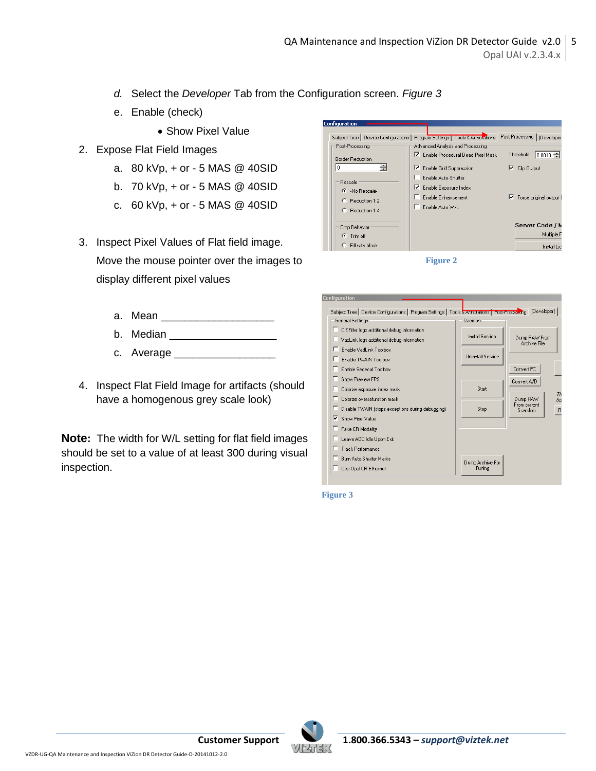d. Select the *Developer* Tab from the Configuration screen. *Figure 3*

e. Enable (check)

- Show Pixel Value

2. Expose Flat Field Images

   a. 80 kVp, + or - 5 MAS @ 40SID

   b. 70 kVp, + or - 5 MAS @ 40SID

   c. 60 kVp, + or - 5 MAS @ 40SID

3. Inspect Pixel Values of Flat field image. Move the mouse pointer over the images to display different pixel values

   a. Mean ___________________

   b. Median __________________

   c. Average _________________

4. Inspect Flat Field Image for artifacts (should have a homogenous grey scale look)

**Note:** The width for W/L setting for flat field images should be set to a value of at least 300 during visual inspection.

Figure 2

Figure 3